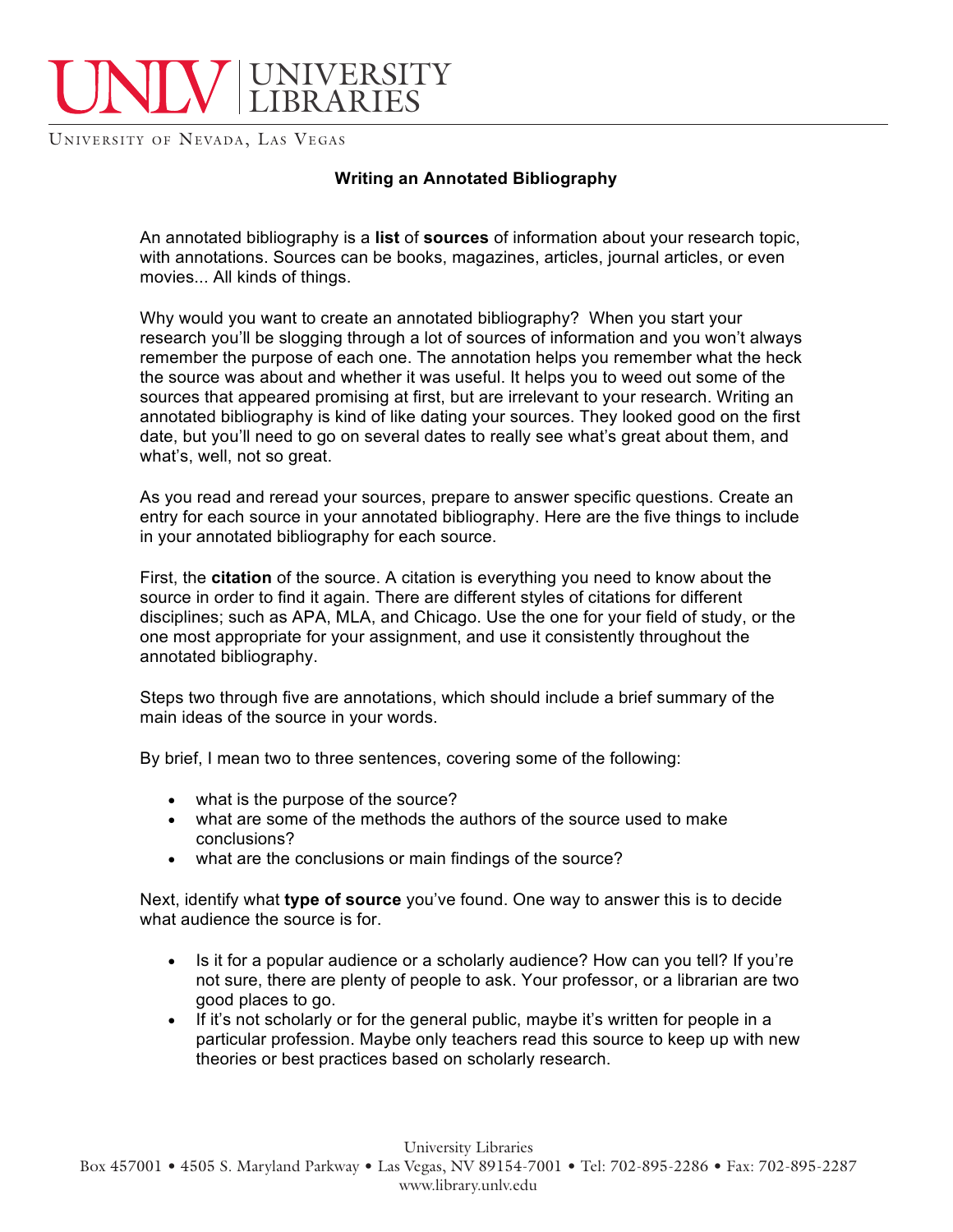UNLV | UNIVERSITY LIBRARIES

UNIVERSITY OF NEVADA, LAS VEGAS

# Writing an Annotated Bibliography

An annotated bibliography is a **list** of **sources** of information about your research topic, with annotations. Sources can be books, magazines, articles, journal articles, or even movies... All kinds of things.

Why would you want to create an annotated bibliography? When you start your research you'll be slogging through a lot of sources of information and you won't always remember the purpose of each one. The annotation helps you remember what the heck the source was about and whether it was useful. It helps you to weed out some of the sources that appeared promising at first, but are irrelevant to your research. Writing an annotated bibliography is kind of like dating your sources. They looked good on the first date, but you'll need to go on several dates to really see what's great about them, and what's, well, not so great.

As you read and reread your sources, prepare to answer specific questions. Create an entry for each source in your annotated bibliography. Here are the five things to include in your annotated bibliography for each source.

First, the **citation** of the source. A citation is everything you need to know about the source in order to find it again. There are different styles of citations for different disciplines; such as APA, MLA, and Chicago. Use the one for your field of study, or the one most appropriate for your assignment, and use it consistently throughout the annotated bibliography.

Steps two through five are annotations, which should include a brief summary of the main ideas of the source in your words.

By brief, I mean two to three sentences, covering some of the following:

- what is the purpose of the source?
- what are some of the methods the authors of the source used to make conclusions?
- what are the conclusions or main findings of the source?

Next, identify what **type of source** you've found. One way to answer this is to decide what audience the source is for.

- Is it for a popular audience or a scholarly audience? How can you tell? If you're not sure, there are plenty of people to ask. Your professor, or a librarian are two good places to go.
- If it's not scholarly or for the general public, maybe it's written for people in a particular profession. Maybe only teachers read this source to keep up with new theories or best practices based on scholarly research.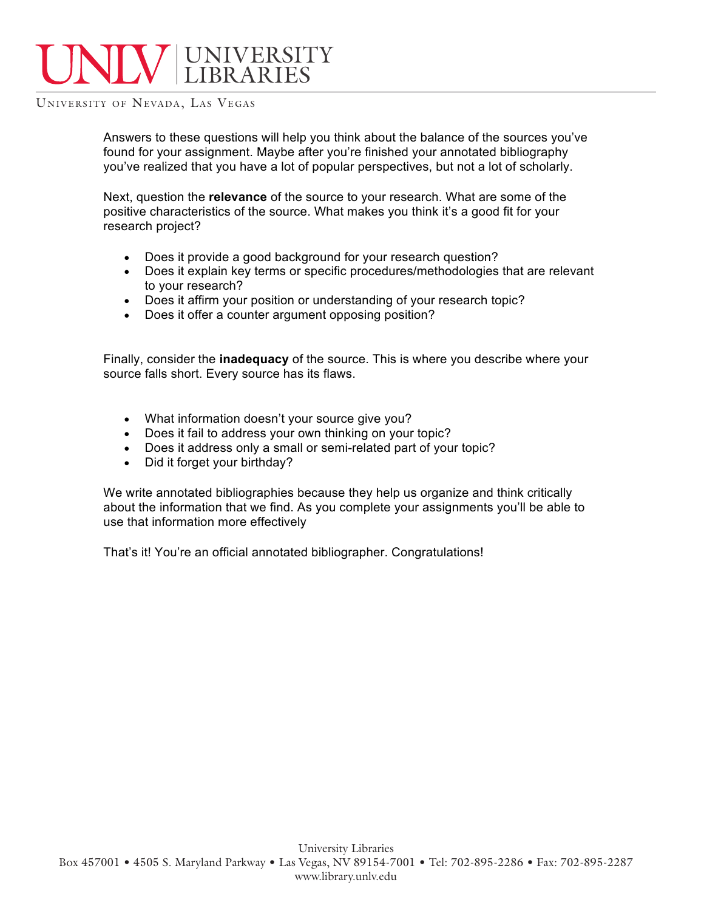Answers to these questions will help you think about the balance of the sources you've found for your assignment. Maybe after you're finished your annotated bibliography you've realized that you have a lot of popular perspectives, but not a lot of scholarly.

Next, question the **relevance** of the source to your research. What are some of the positive characteristics of the source. What makes you think it's a good fit for your research project?

- Does it provide a good background for your research question?
- Does it explain key terms or specific procedures/methodologies that are relevant to your research?
- Does it affirm your position or understanding of your research topic?
- Does it offer a counter argument opposing position?

Finally, consider the **inadequacy** of the source. This is where you describe where your source falls short. Every source has its flaws.

- What information doesn't your source give you?
- Does it fail to address your own thinking on your topic?
- Does it address only a small or semi-related part of your topic?
- Did it forget your birthday?

We write annotated bibliographies because they help us organize and think critically about the information that we find. As you complete your assignments you'll be able to use that information more effectively

That's it! You're an official annotated bibliographer. Congratulations!